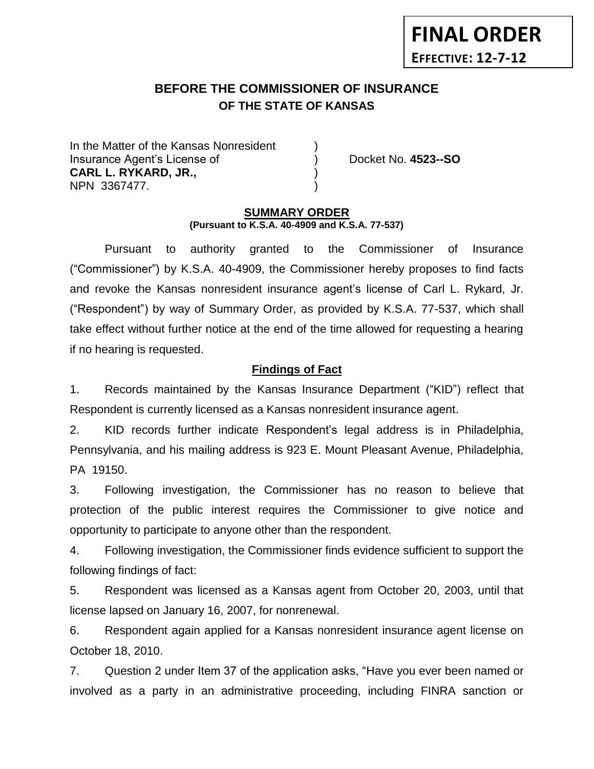**FINAL ORDER**
**EFFECTIVE: 12-7-12**

# BEFORE THE COMMISSIONER OF INSURANCE
## OF THE STATE OF KANSAS

In the Matter of the Kansas Nonresident )
Insurance Agent's License of ) Docket No. **4523--SO**
**CARL L. RYKARD, JR.,** )
NPN 3367477. )

## SUMMARY ORDER
**(Pursuant to K.S.A. 40-4909 and K.S.A. 77-537)**

Pursuant to authority granted to the Commissioner of Insurance ("Commissioner") by K.S.A. 40-4909, the Commissioner hereby proposes to find facts and revoke the Kansas nonresident insurance agent's license of Carl L. Rykard, Jr. ("Respondent") by way of Summary Order, as provided by K.S.A. 77-537, which shall take effect without further notice at the end of the time allowed for requesting a hearing if no hearing is requested.

### Findings of Fact

1. Records maintained by the Kansas Insurance Department ("KID") reflect that Respondent is currently licensed as a Kansas nonresident insurance agent.

2. KID records further indicate Respondent's legal address is in Philadelphia, Pennsylvania, and his mailing address is 923 E. Mount Pleasant Avenue, Philadelphia, PA 19150.

3. Following investigation, the Commissioner has no reason to believe that protection of the public interest requires the Commissioner to give notice and opportunity to participate to anyone other than the respondent.

4. Following investigation, the Commissioner finds evidence sufficient to support the following findings of fact:

5. Respondent was licensed as a Kansas agent from October 20, 2003, until that license lapsed on January 16, 2007, for nonrenewal.

6. Respondent again applied for a Kansas nonresident insurance agent license on October 18, 2010.

7. Question 2 under Item 37 of the application asks, "Have you ever been named or involved as a party in an administrative proceeding, including FINRA sanction or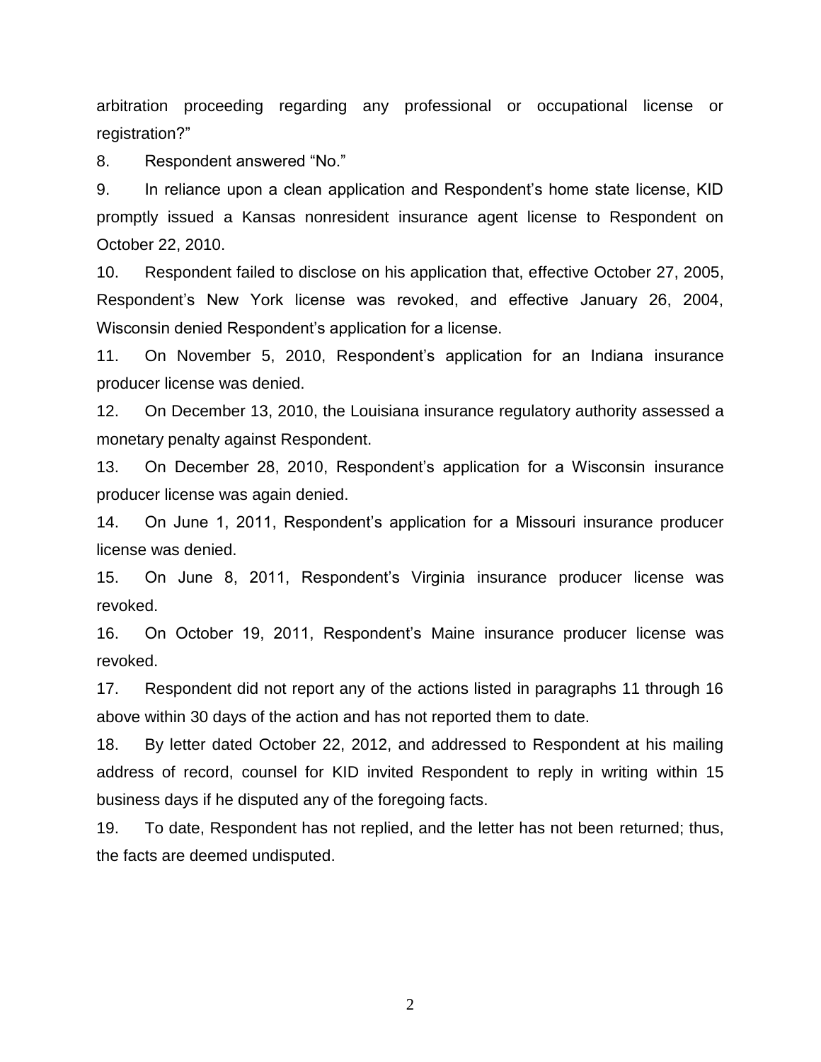arbitration proceeding regarding any professional or occupational license or registration?"

8. Respondent answered "No."

9. In reliance upon a clean application and Respondent's home state license, KID promptly issued a Kansas nonresident insurance agent license to Respondent on October 22, 2010.

10. Respondent failed to disclose on his application that, effective October 27, 2005, Respondent's New York license was revoked, and effective January 26, 2004, Wisconsin denied Respondent's application for a license.

11. On November 5, 2010, Respondent's application for an Indiana insurance producer license was denied.

12. On December 13, 2010, the Louisiana insurance regulatory authority assessed a monetary penalty against Respondent.

13. On December 28, 2010, Respondent's application for a Wisconsin insurance producer license was again denied.

14. On June 1, 2011, Respondent's application for a Missouri insurance producer license was denied.

15. On June 8, 2011, Respondent's Virginia insurance producer license was revoked.

16. On October 19, 2011, Respondent's Maine insurance producer license was revoked.

17. Respondent did not report any of the actions listed in paragraphs 11 through 16 above within 30 days of the action and has not reported them to date.

18. By letter dated October 22, 2012, and addressed to Respondent at his mailing address of record, counsel for KID invited Respondent to reply in writing within 15 business days if he disputed any of the foregoing facts.

19. To date, Respondent has not replied, and the letter has not been returned; thus, the facts are deemed undisputed.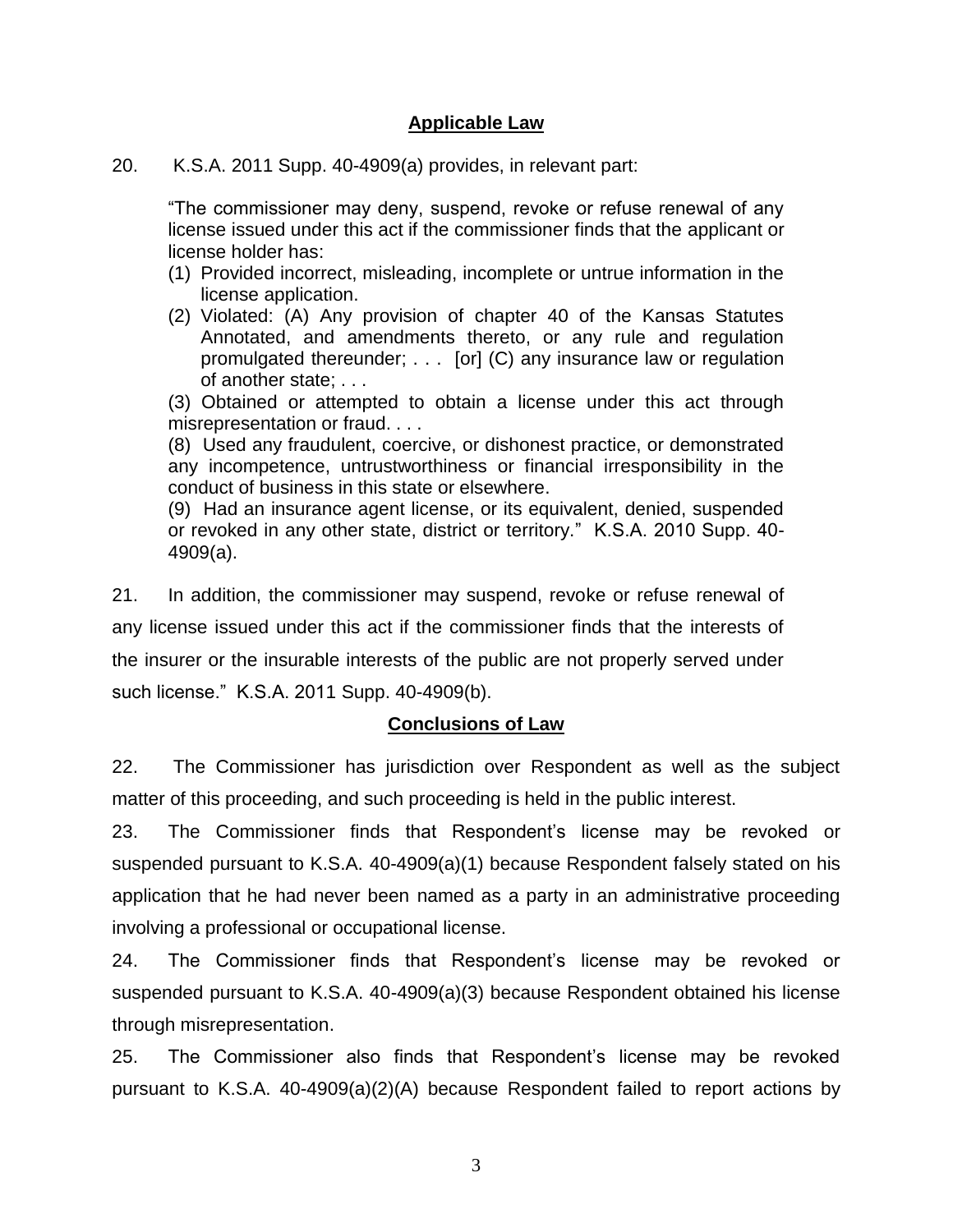## Applicable Law

20. K.S.A. 2011 Supp. 40-4909(a) provides, in relevant part:

> "The commissioner may deny, suspend, revoke or refuse renewal of any license issued under this act if the commissioner finds that the applicant or license holder has:
>
> (1) Provided incorrect, misleading, incomplete or untrue information in the license application.
>
> (2) Violated: (A) Any provision of chapter 40 of the Kansas Statutes Annotated, and amendments thereto, or any rule and regulation promulgated thereunder; . . . [or] (C) any insurance law or regulation of another state; . . .
>
> (3) Obtained or attempted to obtain a license under this act through misrepresentation or fraud. . . .
>
> (8) Used any fraudulent, coercive, or dishonest practice, or demonstrated any incompetence, untrustworthiness or financial irresponsibility in the conduct of business in this state or elsewhere.
>
> (9) Had an insurance agent license, or its equivalent, denied, suspended or revoked in any other state, district or territory." K.S.A. 2010 Supp. 40-4909(a).

21. In addition, the commissioner may suspend, revoke or refuse renewal of any license issued under this act if the commissioner finds that the interests of the insurer or the insurable interests of the public are not properly served under such license." K.S.A. 2011 Supp. 40-4909(b).

## Conclusions of Law

22. The Commissioner has jurisdiction over Respondent as well as the subject matter of this proceeding, and such proceeding is held in the public interest.

23. The Commissioner finds that Respondent's license may be revoked or suspended pursuant to K.S.A. 40-4909(a)(1) because Respondent falsely stated on his application that he had never been named as a party in an administrative proceeding involving a professional or occupational license.

24. The Commissioner finds that Respondent's license may be revoked or suspended pursuant to K.S.A. 40-4909(a)(3) because Respondent obtained his license through misrepresentation.

25. The Commissioner also finds that Respondent's license may be revoked pursuant to K.S.A. 40-4909(a)(2)(A) because Respondent failed to report actions by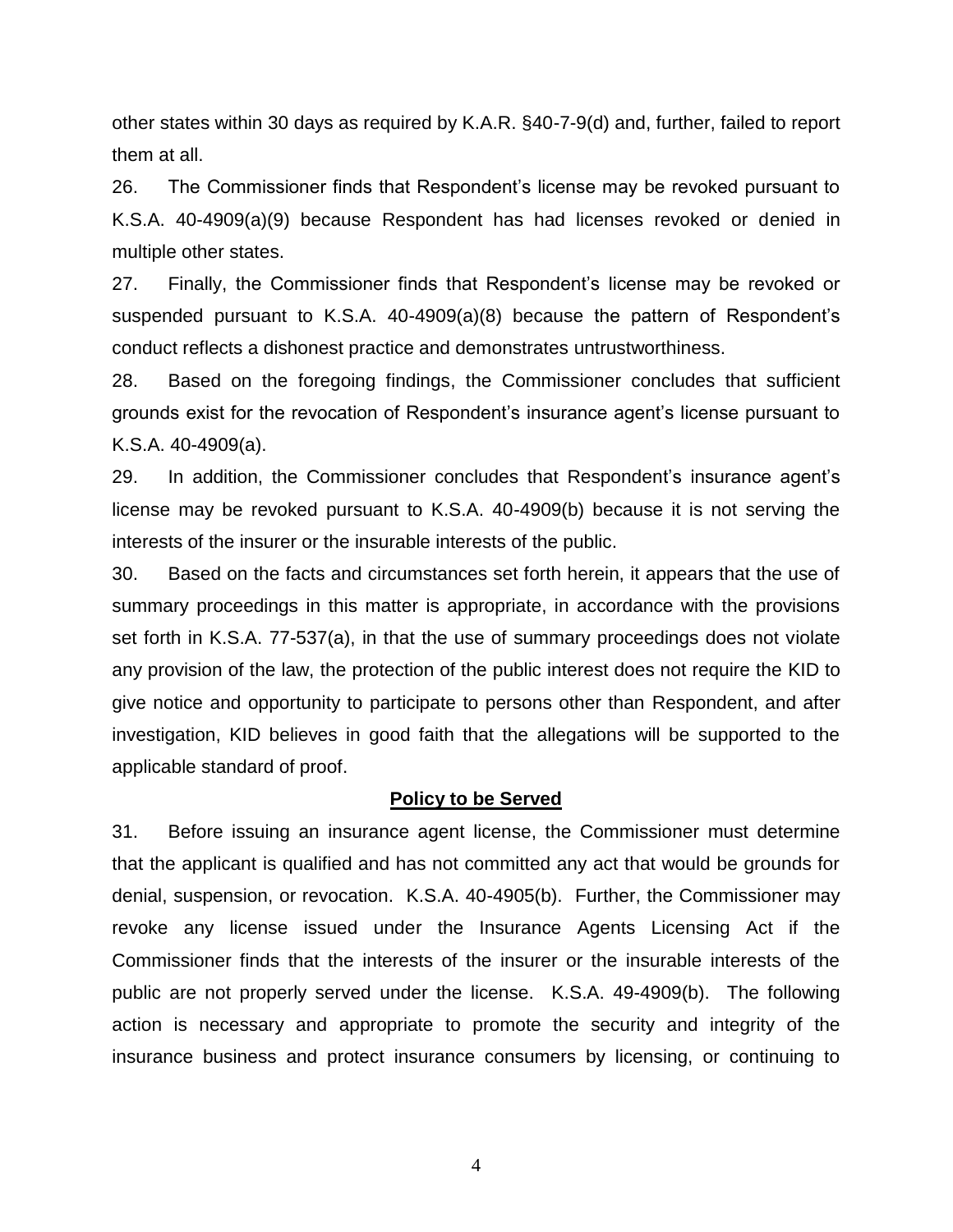other states within 30 days as required by K.A.R. §40-7-9(d) and, further, failed to report them at all.

26. The Commissioner finds that Respondent's license may be revoked pursuant to K.S.A. 40-4909(a)(9) because Respondent has had licenses revoked or denied in multiple other states.

27. Finally, the Commissioner finds that Respondent's license may be revoked or suspended pursuant to K.S.A. 40-4909(a)(8) because the pattern of Respondent's conduct reflects a dishonest practice and demonstrates untrustworthiness.

28. Based on the foregoing findings, the Commissioner concludes that sufficient grounds exist for the revocation of Respondent's insurance agent's license pursuant to K.S.A. 40-4909(a).

29. In addition, the Commissioner concludes that Respondent's insurance agent's license may be revoked pursuant to K.S.A. 40-4909(b) because it is not serving the interests of the insurer or the insurable interests of the public.

30. Based on the facts and circumstances set forth herein, it appears that the use of summary proceedings in this matter is appropriate, in accordance with the provisions set forth in K.S.A. 77-537(a), in that the use of summary proceedings does not violate any provision of the law, the protection of the public interest does not require the KID to give notice and opportunity to participate to persons other than Respondent, and after investigation, KID believes in good faith that the allegations will be supported to the applicable standard of proof.

## Policy to be Served

31. Before issuing an insurance agent license, the Commissioner must determine that the applicant is qualified and has not committed any act that would be grounds for denial, suspension, or revocation. K.S.A. 40-4905(b). Further, the Commissioner may revoke any license issued under the Insurance Agents Licensing Act if the Commissioner finds that the interests of the insurer or the insurable interests of the public are not properly served under the license. K.S.A. 49-4909(b). The following action is necessary and appropriate to promote the security and integrity of the insurance business and protect insurance consumers by licensing, or continuing to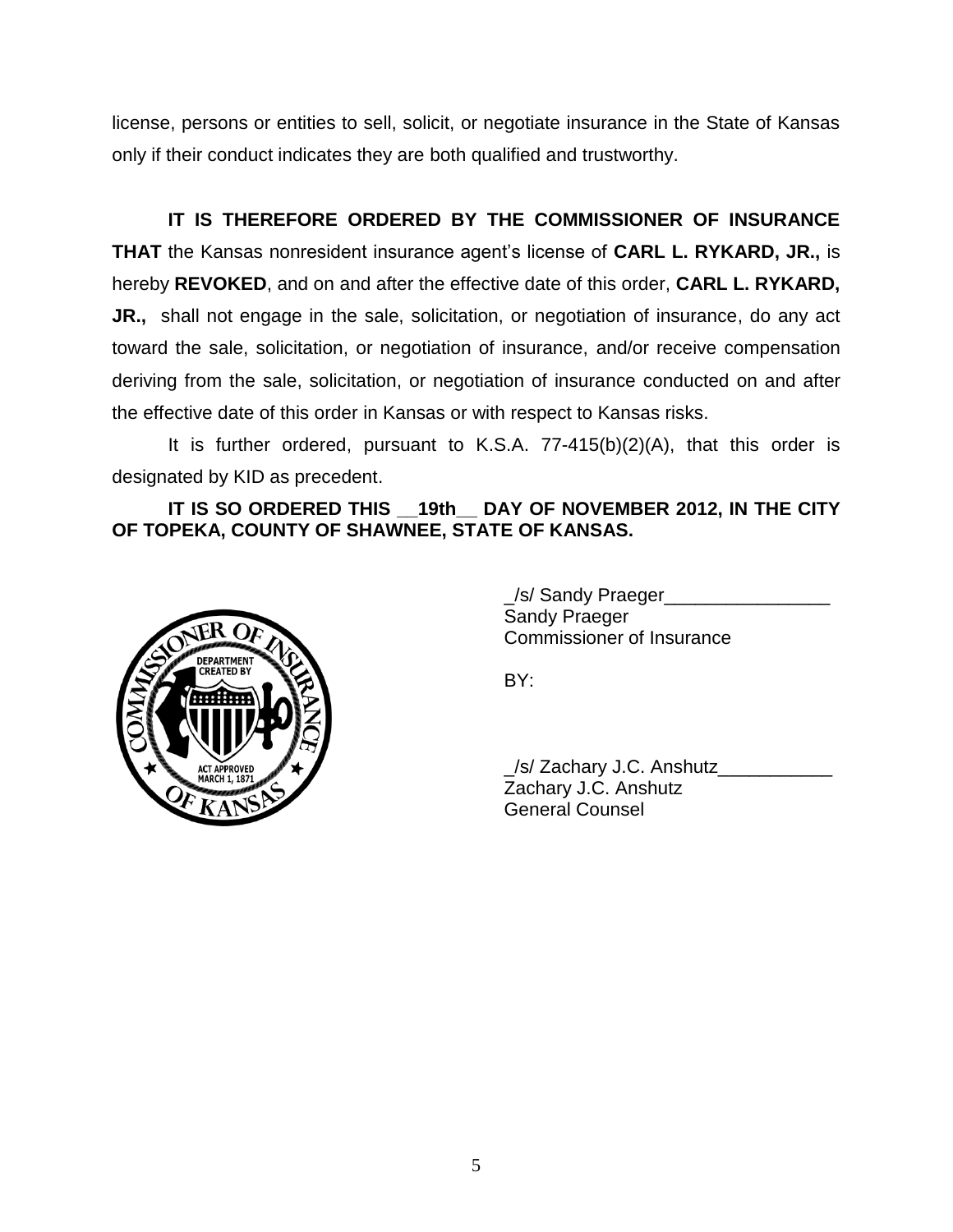license, persons or entities to sell, solicit, or negotiate insurance in the State of Kansas only if their conduct indicates they are both qualified and trustworthy.

**IT IS THEREFORE ORDERED BY THE COMMISSIONER OF INSURANCE THAT** the Kansas nonresident insurance agent's license of **CARL L. RYKARD, JR.,** is hereby **REVOKED**, and on and after the effective date of this order, **CARL L. RYKARD, JR.,** shall not engage in the sale, solicitation, or negotiation of insurance, do any act toward the sale, solicitation, or negotiation of insurance, and/or receive compensation deriving from the sale, solicitation, or negotiation of insurance conducted on and after the effective date of this order in Kansas or with respect to Kansas risks.

It is further ordered, pursuant to K.S.A. 77-415(b)(2)(A), that this order is designated by KID as precedent.

**IT IS SO ORDERED THIS __19th__ DAY OF NOVEMBER 2012, IN THE CITY OF TOPEKA, COUNTY OF SHAWNEE, STATE OF KANSAS.**

_/s/ Sandy Praeger________________
Sandy Praeger
Commissioner of Insurance

BY:

_/s/ Zachary J.C. Anshutz___________
Zachary J.C. Anshutz
General Counsel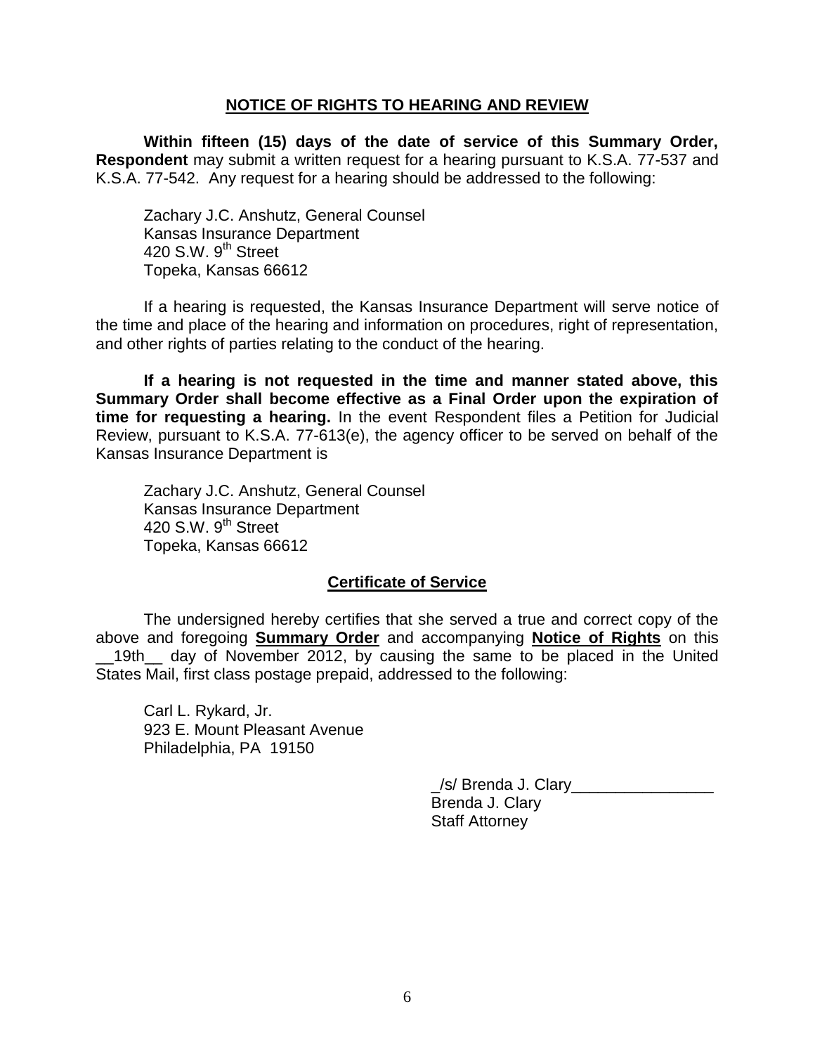## NOTICE OF RIGHTS TO HEARING AND REVIEW

**Within fifteen (15) days of the date of service of this Summary Order, Respondent** may submit a written request for a hearing pursuant to K.S.A. 77-537 and K.S.A. 77-542. Any request for a hearing should be addressed to the following:

Zachary J.C. Anshutz, General Counsel
Kansas Insurance Department
420 S.W. 9th Street
Topeka, Kansas 66612

If a hearing is requested, the Kansas Insurance Department will serve notice of the time and place of the hearing and information on procedures, right of representation, and other rights of parties relating to the conduct of the hearing.

**If a hearing is not requested in the time and manner stated above, this Summary Order shall become effective as a Final Order upon the expiration of time for requesting a hearing.** In the event Respondent files a Petition for Judicial Review, pursuant to K.S.A. 77-613(e), the agency officer to be served on behalf of the Kansas Insurance Department is

Zachary J.C. Anshutz, General Counsel
Kansas Insurance Department
420 S.W. 9th Street
Topeka, Kansas 66612

## Certificate of Service

The undersigned hereby certifies that she served a true and correct copy of the above and foregoing **Summary Order** and accompanying **Notice of Rights** on this __19th__ day of November 2012, by causing the same to be placed in the United States Mail, first class postage prepaid, addressed to the following:

Carl L. Rykard, Jr.
923 E. Mount Pleasant Avenue
Philadelphia, PA 19150

_/s/ Brenda J. Clary________________
Brenda J. Clary
Staff Attorney